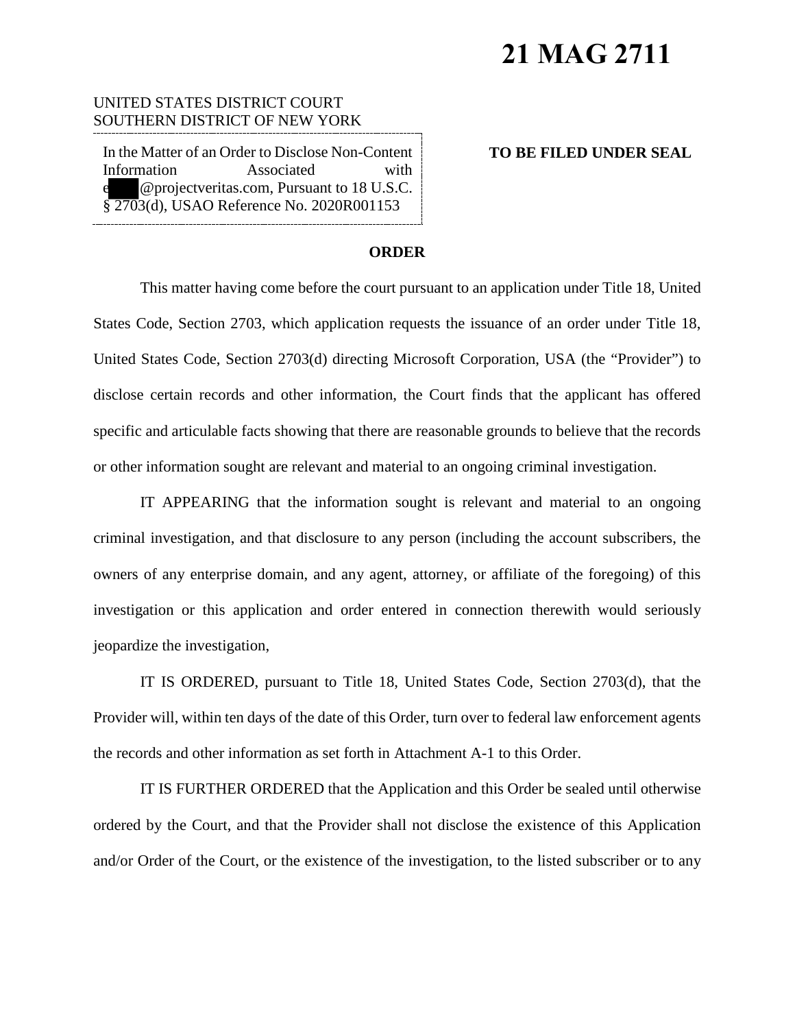# 21 MAG 2711

UNITED STATES DISTRICT COURT
SOUTHERN DISTRICT OF NEW YORK

In the Matter of an Order to Disclose Non-Content Information Associated with e████@projectveritas.com, Pursuant to 18 U.S.C. § 2703(d), USAO Reference No. 2020R001153

**TO BE FILED UNDER SEAL**

## ORDER

This matter having come before the court pursuant to an application under Title 18, United States Code, Section 2703, which application requests the issuance of an order under Title 18, United States Code, Section 2703(d) directing Microsoft Corporation, USA (the "Provider") to disclose certain records and other information, the Court finds that the applicant has offered specific and articulable facts showing that there are reasonable grounds to believe that the records or other information sought are relevant and material to an ongoing criminal investigation.

IT APPEARING that the information sought is relevant and material to an ongoing criminal investigation, and that disclosure to any person (including the account subscribers, the owners of any enterprise domain, and any agent, attorney, or affiliate of the foregoing) of this investigation or this application and order entered in connection therewith would seriously jeopardize the investigation,

IT IS ORDERED, pursuant to Title 18, United States Code, Section 2703(d), that the Provider will, within ten days of the date of this Order, turn over to federal law enforcement agents the records and other information as set forth in Attachment A-1 to this Order.

IT IS FURTHER ORDERED that the Application and this Order be sealed until otherwise ordered by the Court, and that the Provider shall not disclose the existence of this Application and/or Order of the Court, or the existence of the investigation, to the listed subscriber or to any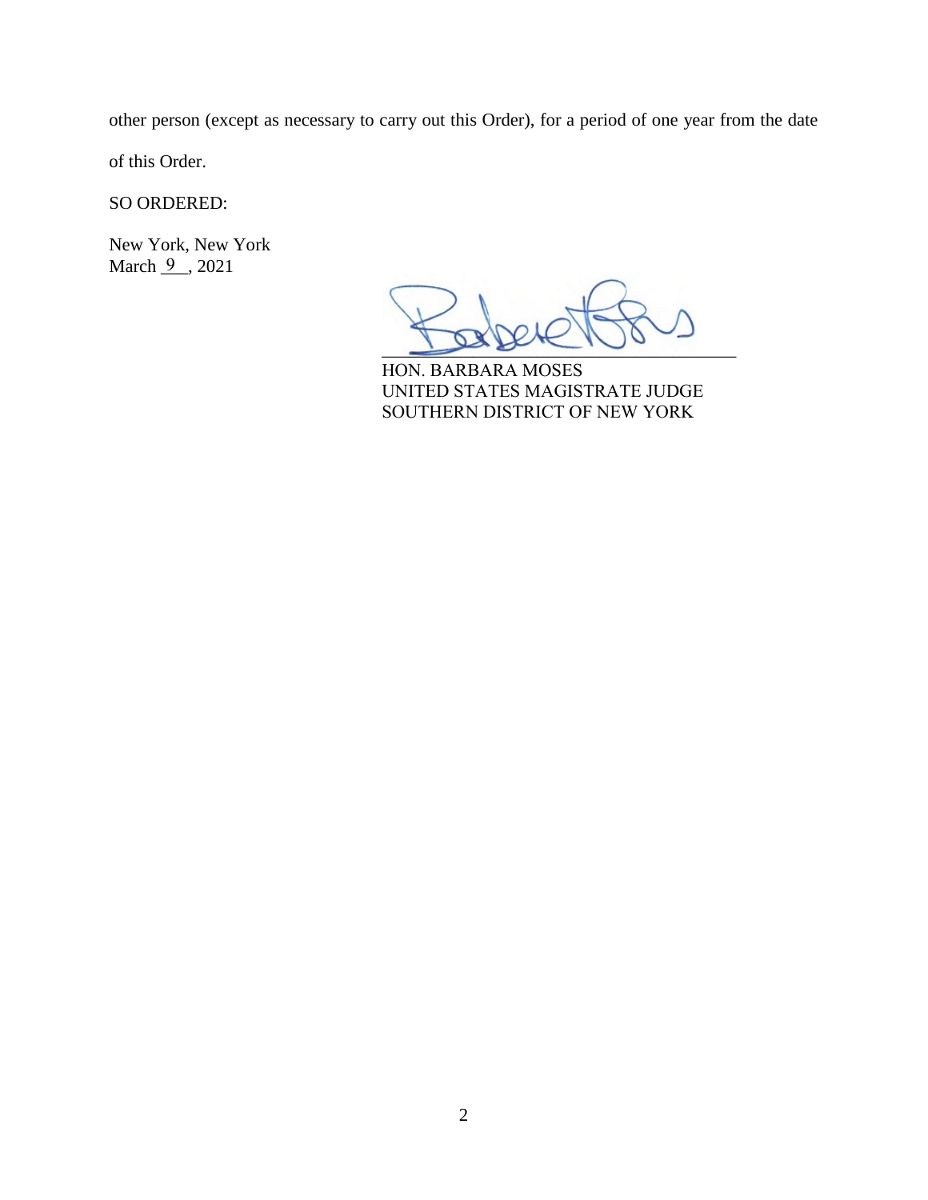other person (except as necessary to carry out this Order), for a period of one year from the date of this Order.

SO ORDERED:

New York, New York
March 9, 2021

HON. BARBARA MOSES
UNITED STATES MAGISTRATE JUDGE
SOUTHERN DISTRICT OF NEW YORK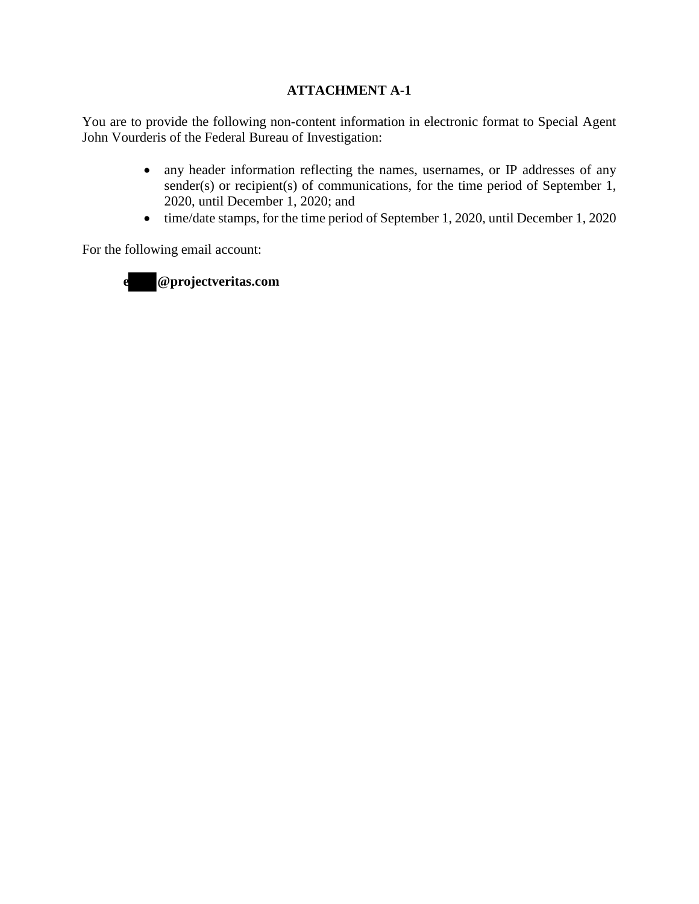## ATTACHMENT A-1

You are to provide the following non-content information in electronic format to Special Agent John Vourderis of the Federal Bureau of Investigation:

- any header information reflecting the names, usernames, or IP addresses of any sender(s) or recipient(s) of communications, for the time period of September 1, 2020, until December 1, 2020; and
- time/date stamps, for the time period of September 1, 2020, until December 1, 2020

For the following email account:

**e█████@projectveritas.com**